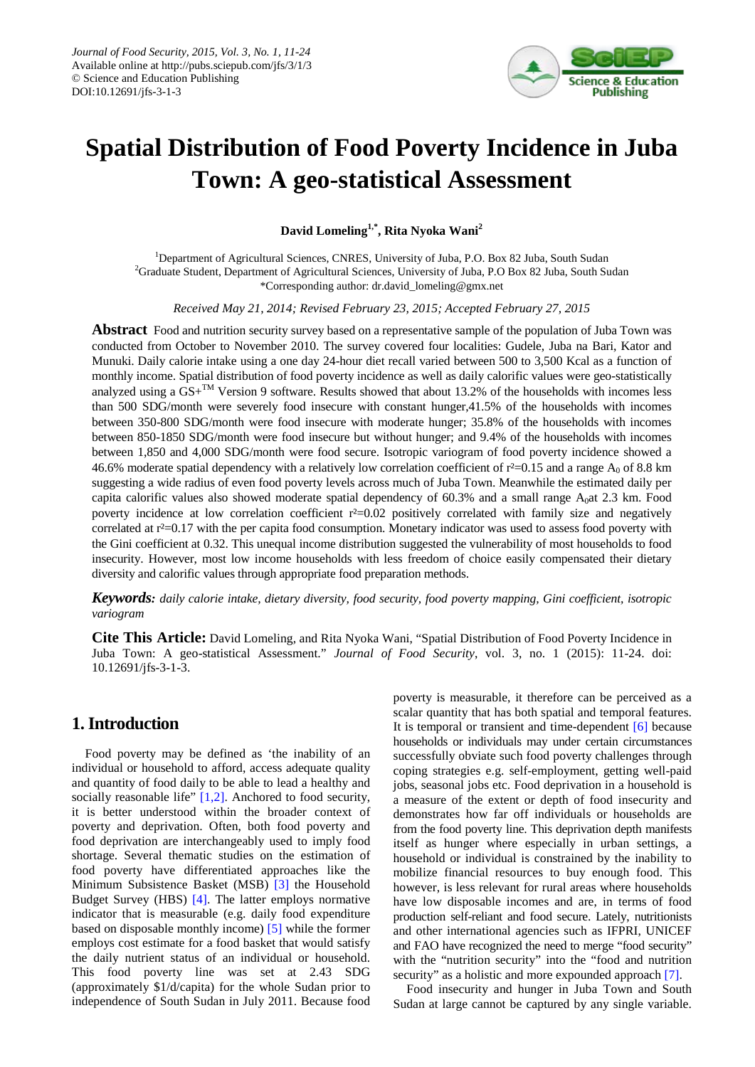# Spatial Distribution of Food Poverty Incidence in Juba Town: A geo-statistical Assessment

**David Lomeling[1,*], Rita Nyoka Wani[2]**

[1]Department of Agricultural Sciences, CNRES, University of Juba, P.O. Box 82 Juba, South Sudan
[2]Graduate Student, Department of Agricultural Sciences, University of Juba, P.O Box 82 Juba, South Sudan
*Corresponding author: dr.david_lomeling@gmx.net

*Received May 21, 2014; Revised February 23, 2015; Accepted February 27, 2015*

**Abstract** Food and nutrition security survey based on a representative sample of the population of Juba Town was conducted from October to November 2010. The survey covered four localities: Gudele, Juba na Bari, Kator and Munuki. Daily calorie intake using a one day 24-hour diet recall varied between 500 to 3,500 Kcal as a function of monthly income. Spatial distribution of food poverty incidence as well as daily calorific values were geo-statistically analyzed using a GS+[TM] Version 9 software. Results showed that about 13.2% of the households with incomes less than 500 SDG/month were severely food insecure with constant hunger,41.5% of the households with incomes between 350-800 SDG/month were food insecure with moderate hunger; 35.8% of the households with incomes between 850-1850 SDG/month were food insecure but without hunger; and 9.4% of the households with incomes between 1,850 and 4,000 SDG/month were food secure. Isotropic variogram of food poverty incidence showed a 46.6% moderate spatial dependency with a relatively low correlation coefficient of $r^2$=0.15 and a range $A_0$ of 8.8 km suggesting a wide radius of even food poverty levels across much of Juba Town. Meanwhile the estimated daily per capita calorific values also showed moderate spatial dependency of 60.3% and a small range $A_0$at 2.3 km. Food poverty incidence at low correlation coefficient $r^2$=0.02 positively correlated with family size and negatively correlated at $r^2$=0.17 with the per capita food consumption. Monetary indicator was used to assess food poverty with the Gini coefficient at 0.32. This unequal income distribution suggested the vulnerability of most households to food insecurity. However, most low income households with less freedom of choice easily compensated their dietary diversity and calorific values through appropriate food preparation methods.

***Keywords:*** *daily calorie intake, dietary diversity, food security, food poverty mapping, Gini coefficient, isotropic variogram*

**Cite This Article:** David Lomeling, and Rita Nyoka Wani, "Spatial Distribution of Food Poverty Incidence in Juba Town: A geo-statistical Assessment." *Journal of Food Security*, vol. 3, no. 1 (2015): 11-24. doi: 10.12691/jfs-3-1-3.

## 1. Introduction

Food poverty may be defined as 'the inability of an individual or household to afford, access adequate quality and quantity of food daily to be able to lead a healthy and socially reasonable life" [1,2]. Anchored to food security, it is better understood within the broader context of poverty and deprivation. Often, both food poverty and food deprivation are interchangeably used to imply food shortage. Several thematic studies on the estimation of food poverty have differentiated approaches like the Minimum Subsistence Basket (MSB) [3] the Household Budget Survey (HBS) [4]. The latter employs normative indicator that is measurable (e.g. daily food expenditure based on disposable monthly income) [5] while the former employs cost estimate for a food basket that would satisfy the daily nutrient status of an individual or household. This food poverty line was set at 2.43 SDG (approximately $1/d/capita) for the whole Sudan prior to independence of South Sudan in July 2011. Because food poverty is measurable, it therefore can be perceived as a scalar quantity that has both spatial and temporal features. It is temporal or transient and time-dependent [6] because households or individuals may under certain circumstances successfully obviate such food poverty challenges through coping strategies e.g. self-employment, getting well-paid jobs, seasonal jobs etc. Food deprivation in a household is a measure of the extent or depth of food insecurity and demonstrates how far off individuals or households are from the food poverty line. This deprivation depth manifests itself as hunger where especially in urban settings, a household or individual is constrained by the inability to mobilize financial resources to buy enough food. This however, is less relevant for rural areas where households have low disposable incomes and are, in terms of food production self-reliant and food secure. Lately, nutritionists and other international agencies such as IFPRI, UNICEF and FAO have recognized the need to merge "food security" with the "nutrition security" into the "food and nutrition security" as a holistic and more expounded approach [7].

Food insecurity and hunger in Juba Town and South Sudan at large cannot be captured by any single variable.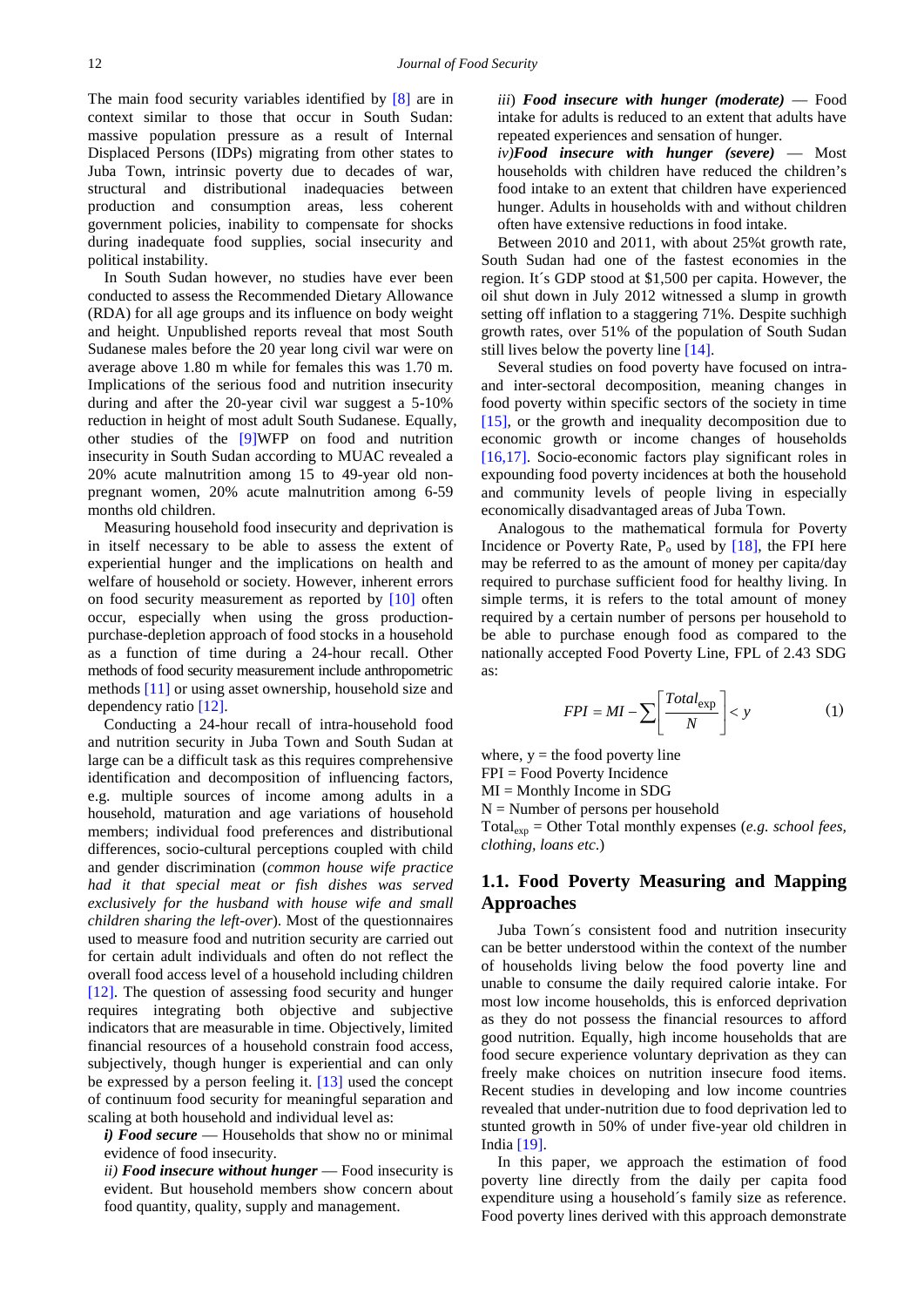The main food security variables identified by [8] are in context similar to those that occur in South Sudan: massive population pressure as a result of Internal Displaced Persons (IDPs) migrating from other states to Juba Town, intrinsic poverty due to decades of war, structural and distributional inadequacies between production and consumption areas, less coherent government policies, inability to compensate for shocks during inadequate food supplies, social insecurity and political instability.

In South Sudan however, no studies have ever been conducted to assess the Recommended Dietary Allowance (RDA) for all age groups and its influence on body weight and height. Unpublished reports reveal that most South Sudanese males before the 20 year long civil war were on average above 1.80 m while for females this was 1.70 m. Implications of the serious food and nutrition insecurity during and after the 20-year civil war suggest a 5-10% reduction in height of most adult South Sudanese. Equally, other studies of the [9]WFP on food and nutrition insecurity in South Sudan according to MUAC revealed a 20% acute malnutrition among 15 to 49-year old non-pregnant women, 20% acute malnutrition among 6-59 months old children.

Measuring household food insecurity and deprivation is in itself necessary to be able to assess the extent of experiential hunger and the implications on health and welfare of household or society. However, inherent errors on food security measurement as reported by [10] often occur, especially when using the gross production-purchase-depletion approach of food stocks in a household as a function of time during a 24-hour recall. Other methods of food security measurement include anthropometric methods [11] or using asset ownership, household size and dependency ratio [12].

Conducting a 24-hour recall of intra-household food and nutrition security in Juba Town and South Sudan at large can be a difficult task as this requires comprehensive identification and decomposition of influencing factors, e.g. multiple sources of income among adults in a household, maturation and age variations of household members; individual food preferences and distributional differences, socio-cultural perceptions coupled with child and gender discrimination (*common house wife practice had it that special meat or fish dishes was served exclusively for the husband with house wife and small children sharing the left-over*). Most of the questionnaires used to measure food and nutrition security are carried out for certain adult individuals and often do not reflect the overall food access level of a household including children [12]. The question of assessing food security and hunger requires integrating both objective and subjective indicators that are measurable in time. Objectively, limited financial resources of a household constrain food access, subjectively, though hunger is experiential and can only be expressed by a person feeling it. [13] used the concept of continuum food security for meaningful separation and scaling at both household and individual level as:

*i)* ***Food secure*** — Households that show no or minimal evidence of food insecurity.

*ii)* ***Food insecure without hunger*** — Food insecurity is evident. But household members show concern about food quantity, quality, supply and management.

*iii*) ***Food insecure with hunger (moderate)*** — Food intake for adults is reduced to an extent that adults have repeated experiences and sensation of hunger.

*iv)****Food insecure with hunger (severe)*** — Most households with children have reduced the children's food intake to an extent that children have experienced hunger. Adults in households with and without children often have extensive reductions in food intake.

Between 2010 and 2011, with about 25%t growth rate, South Sudan had one of the fastest economies in the region. It´s GDP stood at $1,500 per capita. However, the oil shut down in July 2012 witnessed a slump in growth setting off inflation to a staggering 71%. Despite suchhigh growth rates, over 51% of the population of South Sudan still lives below the poverty line [14].

Several studies on food poverty have focused on intra- and inter-sectoral decomposition, meaning changes in food poverty within specific sectors of the society in time [15], or the growth and inequality decomposition due to economic growth or income changes of households [16,17]. Socio-economic factors play significant roles in expounding food poverty incidences at both the household and community levels of people living in especially economically disadvantaged areas of Juba Town.

Analogous to the mathematical formula for Poverty Incidence or Poverty Rate, $P_o$ used by [18], the FPI here may be referred to as the amount of money per capita/day required to purchase sufficient food for healthy living. In simple terms, it is refers to the total amount of money required by a certain number of persons per household to be able to purchase enough food as compared to the nationally accepted Food Poverty Line, FPL of 2.43 SDG as:

$$FPI = MI - \sum \left[ \frac{Total_{\exp}}{N} \right] < y \tag{1}$$

where, y = the food poverty line

FPI = Food Poverty Incidence

MI = Monthly Income in SDG

N = Number of persons per household

$Total_{\exp}$ = Other Total monthly expenses (*e.g. school fees, clothing, loans etc*.)

## 1.1. Food Poverty Measuring and Mapping Approaches

Juba Town´s consistent food and nutrition insecurity can be better understood within the context of the number of households living below the food poverty line and unable to consume the daily required calorie intake. For most low income households, this is enforced deprivation as they do not possess the financial resources to afford good nutrition. Equally, high income households that are food secure experience voluntary deprivation as they can freely make choices on nutrition insecure food items. Recent studies in developing and low income countries revealed that under-nutrition due to food deprivation led to stunted growth in 50% of under five-year old children in India [19].

In this paper, we approach the estimation of food poverty line directly from the daily per capita food expenditure using a household´s family size as reference. Food poverty lines derived with this approach demonstrate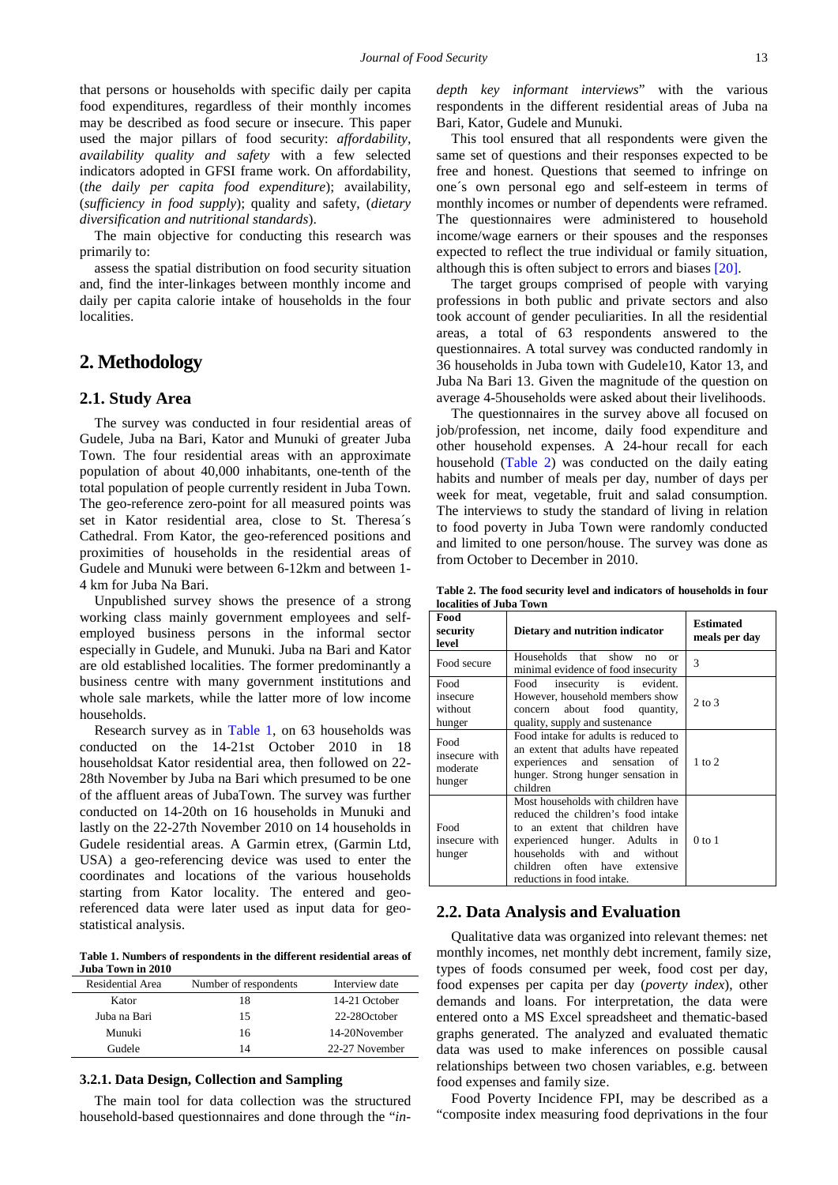that persons or households with specific daily per capita food expenditures, regardless of their monthly incomes may be described as food secure or insecure. This paper used the major pillars of food security: *affordability*, *availability quality and safety* with a few selected indicators adopted in GFSI frame work. On affordability, (*the daily per capita food expenditure*); availability, (*sufficiency in food supply*); quality and safety, (*dietary diversification and nutritional standards*).

The main objective for conducting this research was primarily to:

assess the spatial distribution on food security situation and, find the inter-linkages between monthly income and daily per capita calorie intake of households in the four localities.

# 2. Methodology

## 2.1. Study Area

The survey was conducted in four residential areas of Gudele, Juba na Bari, Kator and Munuki of greater Juba Town. The four residential areas with an approximate population of about 40,000 inhabitants, one-tenth of the total population of people currently resident in Juba Town. The geo-reference zero-point for all measured points was set in Kator residential area, close to St. Theresa´s Cathedral. From Kator, the geo-referenced positions and proximities of households in the residential areas of Gudele and Munuki were between 6-12km and between 1-4 km for Juba Na Bari.

Unpublished survey shows the presence of a strong working class mainly government employees and self-employed business persons in the informal sector especially in Gudele, and Munuki. Juba na Bari and Kator are old established localities. The former predominantly a business centre with many government institutions and whole sale markets, while the latter more of low income households.

Research survey as in Table 1, on 63 households was conducted on the 14-21st October 2010 in 18 householdsat Kator residential area, then followed on 22-28th November by Juba na Bari which presumed to be one of the affluent areas of JubaTown. The survey was further conducted on 14-20th on 16 households in Munuki and lastly on the 22-27th November 2010 on 14 households in Gudele residential areas. A Garmin etrex, (Garmin Ltd, USA) a geo-referencing device was used to enter the coordinates and locations of the various households starting from Kator locality. The entered and geo-referenced data were later used as input data for geo-statistical analysis.

**Table 1. Numbers of respondents in the different residential areas of Juba Town in 2010**

| Residential Area | Number of respondents | Interview date |
|---|---|---|
| Kator | 18 | 14-21 October |
| Juba na Bari | 15 | 22-28October |
| Munuki | 16 | 14-20November |
| Gudele | 14 | 22-27 November |

### 3.2.1. Data Design, Collection and Sampling

The main tool for data collection was the structured household-based questionnaires and done through the "*in-depth key informant interviews*" with the various respondents in the different residential areas of Juba na Bari, Kator, Gudele and Munuki.

This tool ensured that all respondents were given the same set of questions and their responses expected to be free and honest. Questions that seemed to infringe on one´s own personal ego and self-esteem in terms of monthly incomes or number of dependents were reframed. The questionnaires were administered to household income/wage earners or their spouses and the responses expected to reflect the true individual or family situation, although this is often subject to errors and biases [20].

The target groups comprised of people with varying professions in both public and private sectors and also took account of gender peculiarities. In all the residential areas, a total of 63 respondents answered to the questionnaires. A total survey was conducted randomly in 36 households in Juba town with Gudele10, Kator 13, and Juba Na Bari 13. Given the magnitude of the question on average 4-5households were asked about their livelihoods.

The questionnaires in the survey above all focused on job/profession, net income, daily food expenditure and other household expenses. A 24-hour recall for each household (Table 2) was conducted on the daily eating habits and number of meals per day, number of days per week for meat, vegetable, fruit and salad consumption. The interviews to study the standard of living in relation to food poverty in Juba Town were randomly conducted and limited to one person/house. The survey was done as from October to December in 2010.

**Table 2. The food security level and indicators of households in four localities of Juba Town**

| Food security level | Dietary and nutrition indicator | Estimated meals per day |
|---|---|---|
| Food secure | Households that show no or minimal evidence of food insecurity | 3 |
| Food insecure without hunger | Food insecurity is evident. However, household members show concern about food quantity, quality, supply and sustenance | 2 to 3 |
| Food insecure with moderate hunger | Food intake for adults is reduced to an extent that adults have repeated experiences and sensation of hunger. Strong hunger sensation in children | 1 to 2 |
| Food insecure with hunger | Most households with children have reduced the children's food intake to an extent that children have experienced hunger. Adults in households with and without children often have extensive reductions in food intake. | 0 to 1 |

## 2.2. Data Analysis and Evaluation

Qualitative data was organized into relevant themes: net monthly incomes, net monthly debt increment, family size, types of foods consumed per week, food cost per day, food expenses per capita per day (*poverty index*), other demands and loans. For interpretation, the data were entered onto a MS Excel spreadsheet and thematic-based graphs generated. The analyzed and evaluated thematic data was used to make inferences on possible causal relationships between two chosen variables, e.g. between food expenses and family size.

Food Poverty Incidence FPI, may be described as a "composite index measuring food deprivations in the four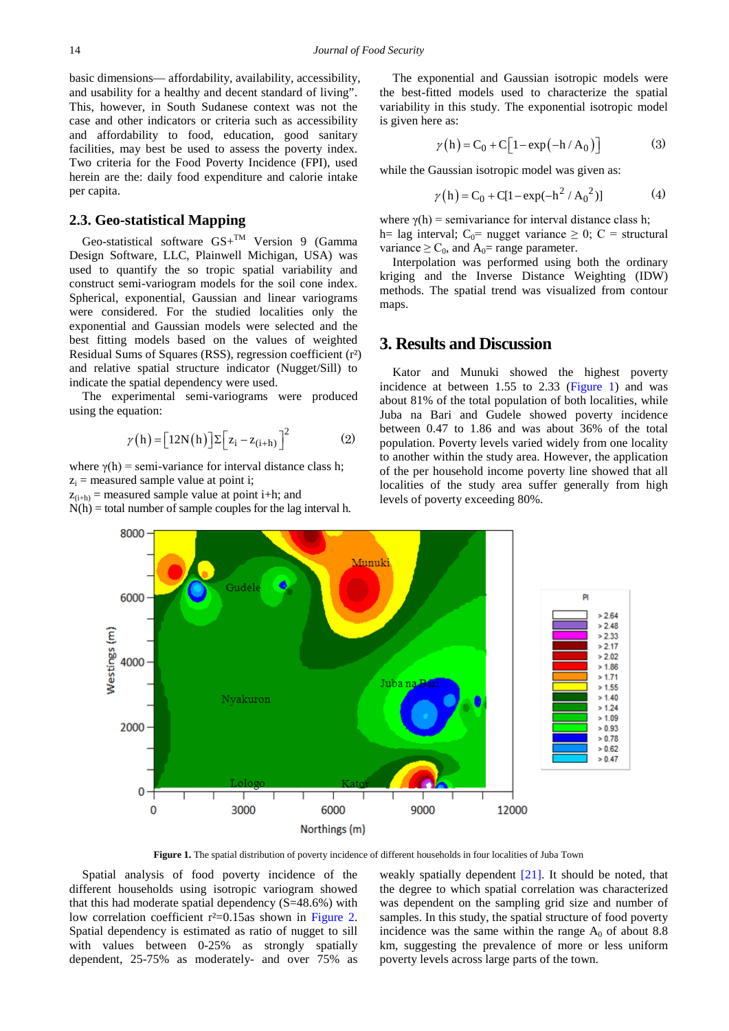basic dimensions— affordability, availability, accessibility, and usability for a healthy and decent standard of living". This, however, in South Sudanese context was not the case and other indicators or criteria such as accessibility and affordability to food, education, good sanitary facilities, may best be used to assess the poverty index. Two criteria for the Food Poverty Incidence (FPI), used herein are the: daily food expenditure and calorie intake per capita.

## 2.3. Geo-statistical Mapping

Geo-statistical software GS+™ Version 9 (Gamma Design Software, LLC, Plainwell Michigan, USA) was used to quantify the so tropic spatial variability and construct semi-variogram models for the soil cone index. Spherical, exponential, Gaussian and linear variograms were considered. For the studied localities only the exponential and Gaussian models were selected and the best fitting models based on the values of weighted Residual Sums of Squares (RSS), regression coefficient ($r^2$) and relative spatial structure indicator (Nugget/Sill) to indicate the spatial dependency were used.

The experimental semi-variograms were produced using the equation:

$$\gamma(h) = [12N(h)]\Sigma[z_i - z_{(i+h)}]^2 \tag{2}$$

where $\gamma(h)$ = semi-variance for interval distance class h;
$z_i$ = measured sample value at point i;
$z_{(i+h)}$ = measured sample value at point i+h; and
N(h) = total number of sample couples for the lag interval h.

The exponential and Gaussian isotropic models were the best-fitted models used to characterize the spatial variability in this study. The exponential isotropic model is given here as:

$$\gamma(h) = C_0 + C[1 - \exp(-h / A_0)] \tag{3}$$

while the Gaussian isotropic model was given as:

$$\gamma(h) = C_0 + C[1 - \exp(-h^2 / A_0{}^2)] \tag{4}$$

where $\gamma(h)$ = semivariance for interval distance class h;
h= lag interval; $C_0$= nugget variance $\geq$ 0; C = structural variance $\geq C_0$, and $A_0$= range parameter.

Interpolation was performed using both the ordinary kriging and the Inverse Distance Weighting (IDW) methods. The spatial trend was visualized from contour maps.

# 3. Results and Discussion

Kator and Munuki showed the highest poverty incidence at between 1.55 to 2.33 (Figure 1) and was about 81% of the total population of both localities, while Juba na Bari and Gudele showed poverty incidence between 0.47 to 1.86 and was about 36% of the total population. Poverty levels varied widely from one locality to another within the study area. However, the application of the per household income poverty line showed that all localities of the study area suffer generally from high levels of poverty exceeding 80%.

**Figure 1.** The spatial distribution of poverty incidence of different households in four localities of Juba Town

Spatial analysis of food poverty incidence of the different households using isotropic variogram showed that this had moderate spatial dependency (S=48.6%) with low correlation coefficient $r^2$=0.15as shown in Figure 2. Spatial dependency is estimated as ratio of nugget to sill with values between 0-25% as strongly spatially dependent, 25-75% as moderately- and over 75% as weakly spatially dependent [21]. It should be noted, that the degree to which spatial correlation was characterized was dependent on the sampling grid size and number of samples. In this study, the spatial structure of food poverty incidence was the same within the range $A_0$ of about 8.8 km, suggesting the prevalence of more or less uniform poverty levels across large parts of the town.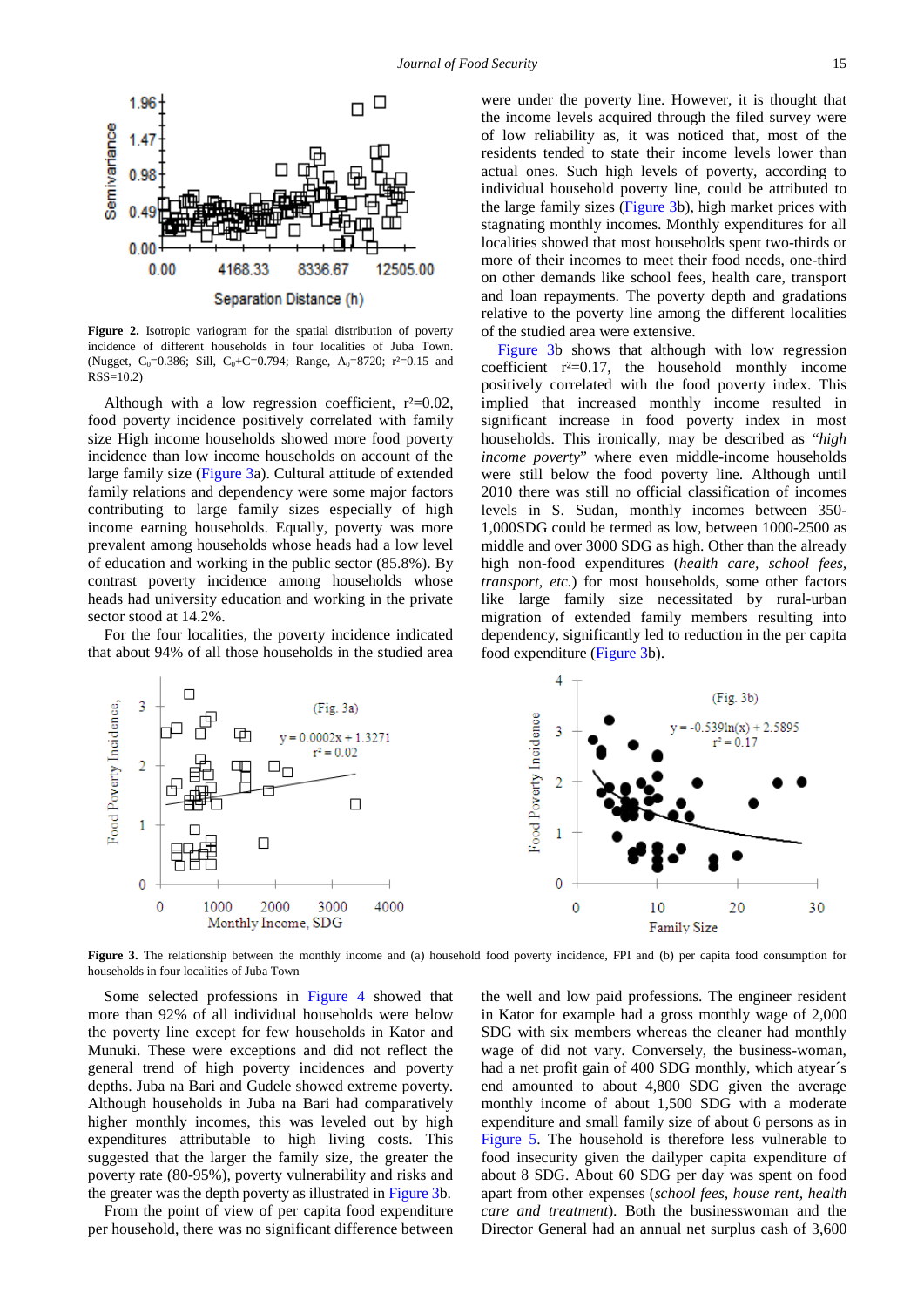**Figure 2.** Isotropic variogram for the spatial distribution of poverty incidence of different households in four localities of Juba Town. (Nugget, $C_0$=0.386; Sill, $C_0$+C=0.794; Range, $A_0$=8720; $r^2$=0.15 and RSS=10.2)

Although with a low regression coefficient, $r^2$=0.02, food poverty incidence positively correlated with family size High income households showed more food poverty incidence than low income households on account of the large family size (Figure 3a). Cultural attitude of extended family relations and dependency were some major factors contributing to large family sizes especially of high income earning households. Equally, poverty was more prevalent among households whose heads had a low level of education and working in the public sector (85.8%). By contrast poverty incidence among households whose heads had university education and working in the private sector stood at 14.2%.

For the four localities, the poverty incidence indicated that about 94% of all those households in the studied area were under the poverty line. However, it is thought that the income levels acquired through the filed survey were of low reliability as, it was noticed that, most of the residents tended to state their income levels lower than actual ones. Such high levels of poverty, according to individual household poverty line, could be attributed to the large family sizes (Figure 3b), high market prices with stagnating monthly incomes. Monthly expenditures for all localities showed that most households spent two-thirds or more of their incomes to meet their food needs, one-third on other demands like school fees, health care, transport and loan repayments. The poverty depth and gradations relative to the poverty line among the different localities of the studied area were extensive.

Figure 3b shows that although with low regression coefficient $r^2$=0.17, the household monthly income positively correlated with the food poverty index. This implied that increased monthly income resulted in significant increase in food poverty index in most households. This ironically, may be described as "*high income poverty*" where even middle-income households were still below the food poverty line. Although until 2010 there was still no official classification of incomes levels in S. Sudan, monthly incomes between 350-1,000SDG could be termed as low, between 1000-2500 as middle and over 3000 SDG as high. Other than the already high non-food expenditures (*health care, school fees, transport, etc.*) for most households, some other factors like large family size necessitated by rural-urban migration of extended family members resulting into dependency, significantly led to reduction in the per capita food expenditure (Figure 3b).

**Figure 3.** The relationship between the monthly income and (a) household food poverty incidence, FPI and (b) per capita food consumption for households in four localities of Juba Town

Some selected professions in Figure 4 showed that more than 92% of all individual households were below the poverty line except for few households in Kator and Munuki. These were exceptions and did not reflect the general trend of high poverty incidences and poverty depths. Juba na Bari and Gudele showed extreme poverty. Although households in Juba na Bari had comparatively higher monthly incomes, this was leveled out by high expenditures attributable to high living costs. This suggested that the larger the family size, the greater the poverty rate (80-95%), poverty vulnerability and risks and the greater was the depth poverty as illustrated in Figure 3b.

From the point of view of per capita food expenditure per household, there was no significant difference between the well and low paid professions. The engineer resident in Kator for example had a gross monthly wage of 2,000 SDG with six members whereas the cleaner had monthly wage of did not vary. Conversely, the business-woman, had a net profit gain of 400 SDG monthly, which atyear´s end amounted to about 4,800 SDG given the average monthly income of about 1,500 SDG with a moderate expenditure and small family size of about 6 persons as in Figure 5. The household is therefore less vulnerable to food insecurity given the dailyper capita expenditure of about 8 SDG. About 60 SDG per day was spent on food apart from other expenses (*school fees, house rent, health care and treatment*). Both the businesswoman and the Director General had an annual net surplus cash of 3,600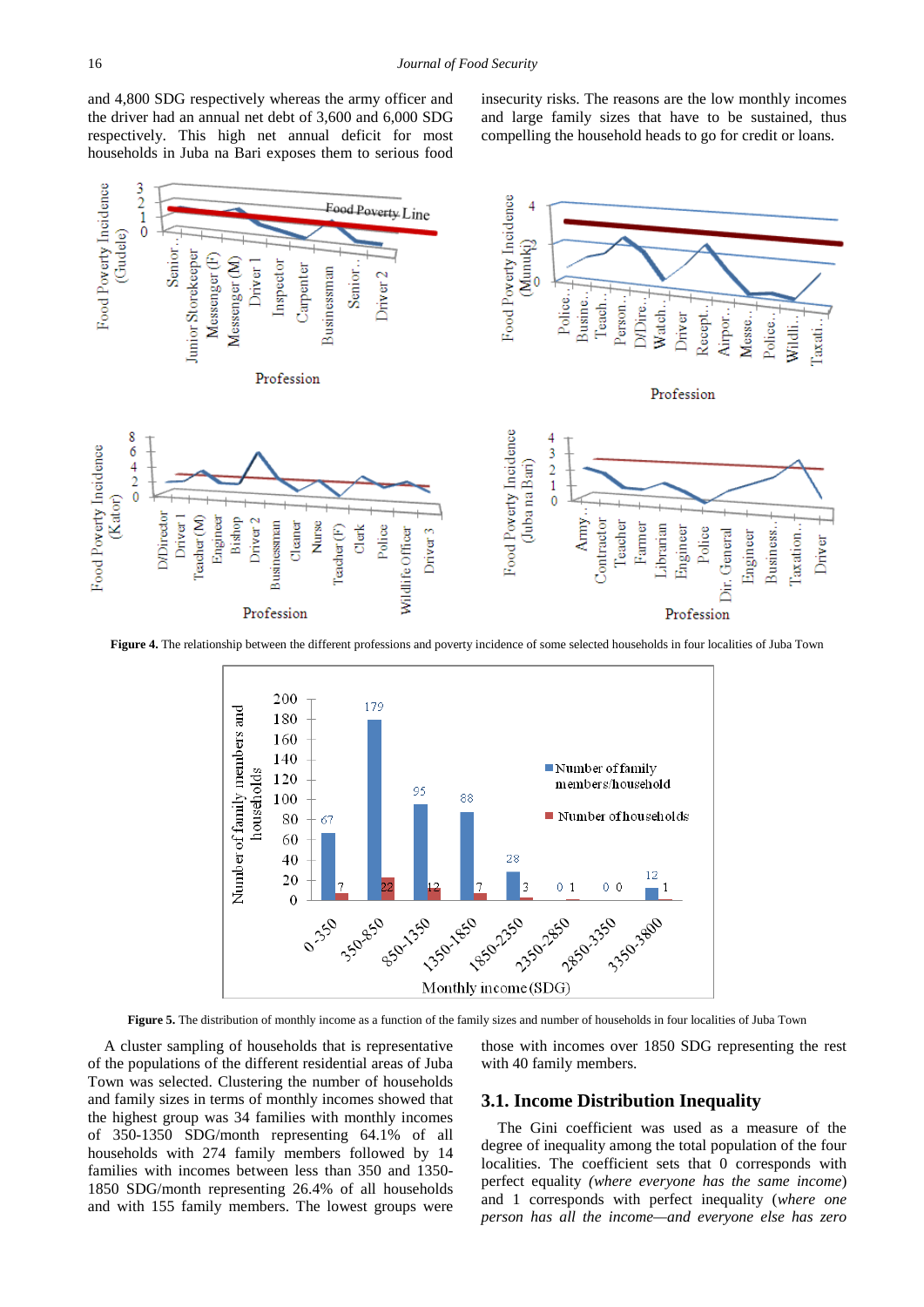and 4,800 SDG respectively whereas the army officer and the driver had an annual net debt of 3,600 and 6,000 SDG respectively. This high net annual deficit for most households in Juba na Bari exposes them to serious food insecurity risks. The reasons are the low monthly incomes and large family sizes that have to be sustained, thus compelling the household heads to go for credit or loans.

**Figure 4.** The relationship between the different professions and poverty incidence of some selected households in four localities of Juba Town

**Figure 5.** The distribution of monthly income as a function of the family sizes and number of households in four localities of Juba Town

A cluster sampling of households that is representative of the populations of the different residential areas of Juba Town was selected. Clustering the number of households and family sizes in terms of monthly incomes showed that the highest group was 34 families with monthly incomes of 350-1350 SDG/month representing 64.1% of all households with 274 family members followed by 14 families with incomes between less than 350 and 1350-1850 SDG/month representing 26.4% of all households and with 155 family members. The lowest groups were those with incomes over 1850 SDG representing the rest with 40 family members.

## 3.1. Income Distribution Inequality

The Gini coefficient was used as a measure of the degree of inequality among the total population of the four localities. The coefficient sets that 0 corresponds with perfect equality *(where everyone has the same income)* and 1 corresponds with perfect inequality (*where one person has all the income—and everyone else has zero*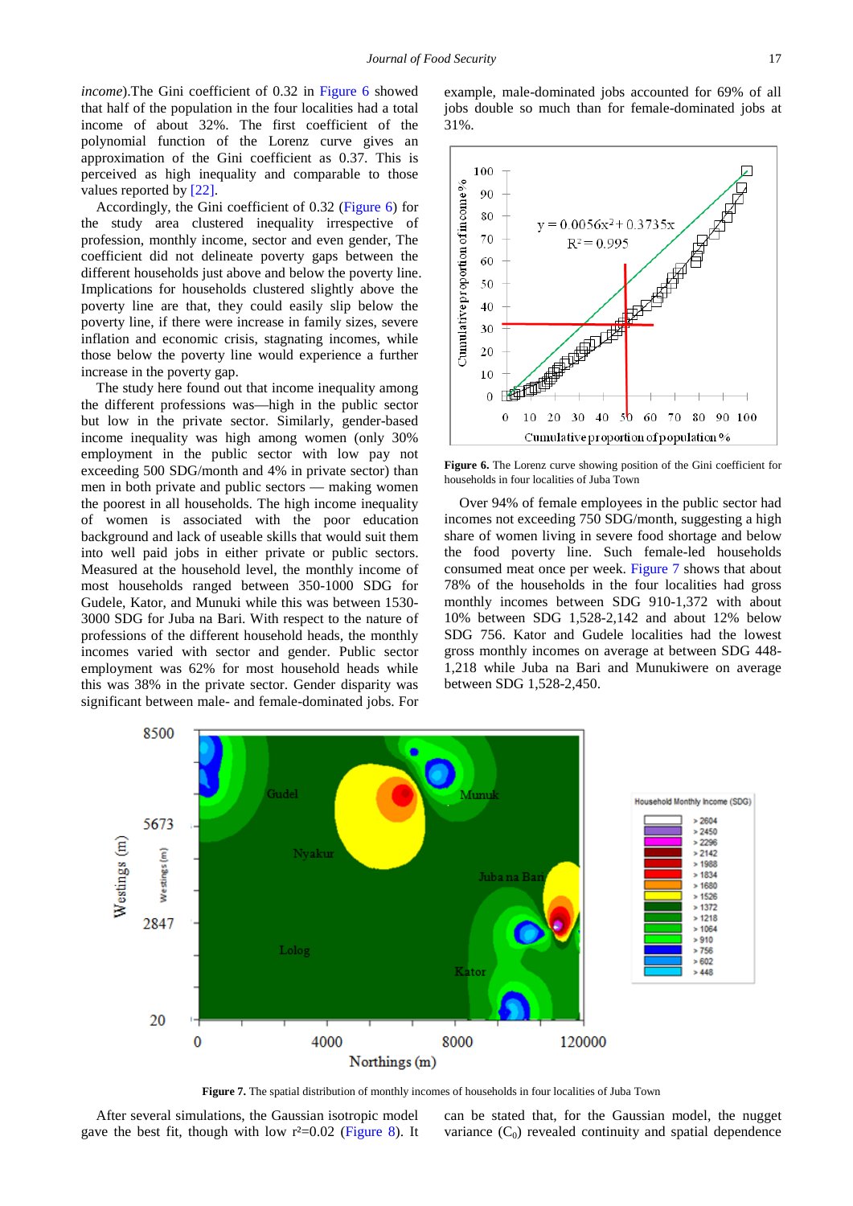*income*).The Gini coefficient of 0.32 in Figure 6 showed that half of the population in the four localities had a total income of about 32%. The first coefficient of the polynomial function of the Lorenz curve gives an approximation of the Gini coefficient as 0.37. This is perceived as high inequality and comparable to those values reported by [22].

Accordingly, the Gini coefficient of 0.32 (Figure 6) for the study area clustered inequality irrespective of profession, monthly income, sector and even gender, The coefficient did not delineate poverty gaps between the different households just above and below the poverty line. Implications for households clustered slightly above the poverty line are that, they could easily slip below the poverty line, if there were increase in family sizes, severe inflation and economic crisis, stagnating incomes, while those below the poverty line would experience a further increase in the poverty gap.

The study here found out that income inequality among the different professions was—high in the public sector but low in the private sector. Similarly, gender-based income inequality was high among women (only 30% employment in the public sector with low pay not exceeding 500 SDG/month and 4% in private sector) than men in both private and public sectors — making women the poorest in all households. The high income inequality of women is associated with the poor education background and lack of useable skills that would suit them into well paid jobs in either private or public sectors. Measured at the household level, the monthly income of most households ranged between 350-1000 SDG for Gudele, Kator, and Munuki while this was between 1530-3000 SDG for Juba na Bari. With respect to the nature of professions of the different household heads, the monthly incomes varied with sector and gender. Public sector employment was 62% for most household heads while this was 38% in the private sector. Gender disparity was significant between male- and female-dominated jobs. For example, male-dominated jobs accounted for 69% of all jobs double so much than for female-dominated jobs at 31%.

**Figure 6.** The Lorenz curve showing position of the Gini coefficient for households in four localities of Juba Town

Over 94% of female employees in the public sector had incomes not exceeding 750 SDG/month, suggesting a high share of women living in severe food shortage and below the food poverty line. Such female-led households consumed meat once per week. Figure 7 shows that about 78% of the households in the four localities had gross monthly incomes between SDG 910-1,372 with about 10% between SDG 1,528-2,142 and about 12% below SDG 756. Kator and Gudele localities had the lowest gross monthly incomes on average at between SDG 448-1,218 while Juba na Bari and Munukiwere on average between SDG 1,528-2,450.

**Figure 7.** The spatial distribution of monthly incomes of households in four localities of Juba Town

After several simulations, the Gaussian isotropic model gave the best fit, though with low $r^2$=0.02 (Figure 8). It can be stated that, for the Gaussian model, the nugget variance ($C_0$) revealed continuity and spatial dependence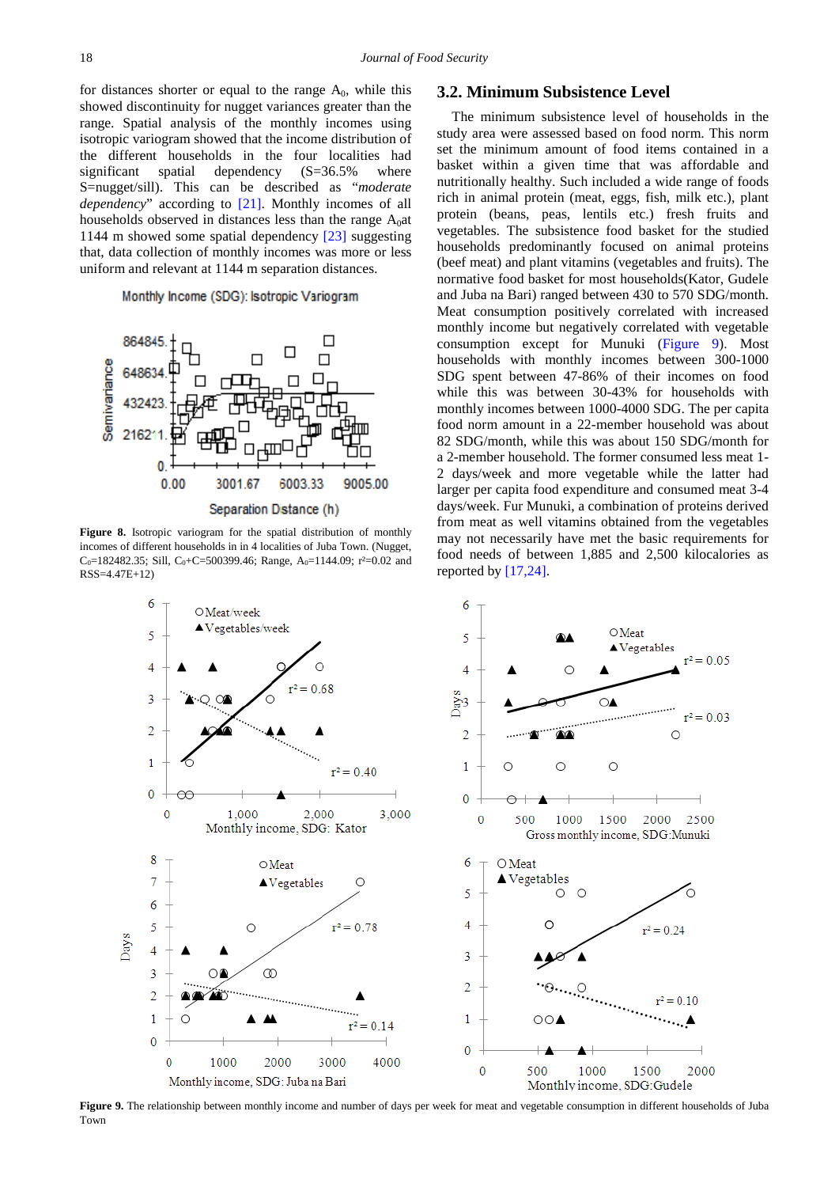for distances shorter or equal to the range $A_0$, while this showed discontinuity for nugget variances greater than the range. Spatial analysis of the monthly incomes using isotropic variogram showed that the income distribution of the different households in the four localities had significant spatial dependency (S=36.5% where S=nugget/sill). This can be described as "*moderate dependency*" according to [21]. Monthly incomes of all households observed in distances less than the range $A_0$at 1144 m showed some spatial dependency [23] suggesting that, data collection of monthly incomes was more or less uniform and relevant at 1144 m separation distances.

**Figure 8.** Isotropic variogram for the spatial distribution of monthly incomes of different households in in 4 localities of Juba Town. (Nugget, $C_0$=182482.35; Sill, $C_0$+C=500399.46; Range, $A_0$=1144.09; $r^2$=0.02 and RSS=4.47E+12)

## 3.2. Minimum Subsistence Level

The minimum subsistence level of households in the study area were assessed based on food norm. This norm set the minimum amount of food items contained in a basket within a given time that was affordable and nutritionally healthy. Such included a wide range of foods rich in animal protein (meat, eggs, fish, milk etc.), plant protein (beans, peas, lentils etc.) fresh fruits and vegetables. The subsistence food basket for the studied households predominantly focused on animal proteins (beef meat) and plant vitamins (vegetables and fruits). The normative food basket for most households(Kator, Gudele and Juba na Bari) ranged between 430 to 570 SDG/month. Meat consumption positively correlated with increased monthly income but negatively correlated with vegetable consumption except for Munuki (Figure 9). Most households with monthly incomes between 300-1000 SDG spent between 47-86% of their incomes on food while this was between 30-43% for households with monthly incomes between 1000-4000 SDG. The per capita food norm amount in a 22-member household was about 82 SDG/month, while this was about 150 SDG/month for a 2-member household. The former consumed less meat 1-2 days/week and more vegetable while the latter had larger per capita food expenditure and consumed meat 3-4 days/week. Fur Munuki, a combination of proteins derived from meat as well vitamins obtained from the vegetables may not necessarily have met the basic requirements for food needs of between 1,885 and 2,500 kilocalories as reported by [17,24].

**Figure 9.** The relationship between monthly income and number of days per week for meat and vegetable consumption in different households of Juba Town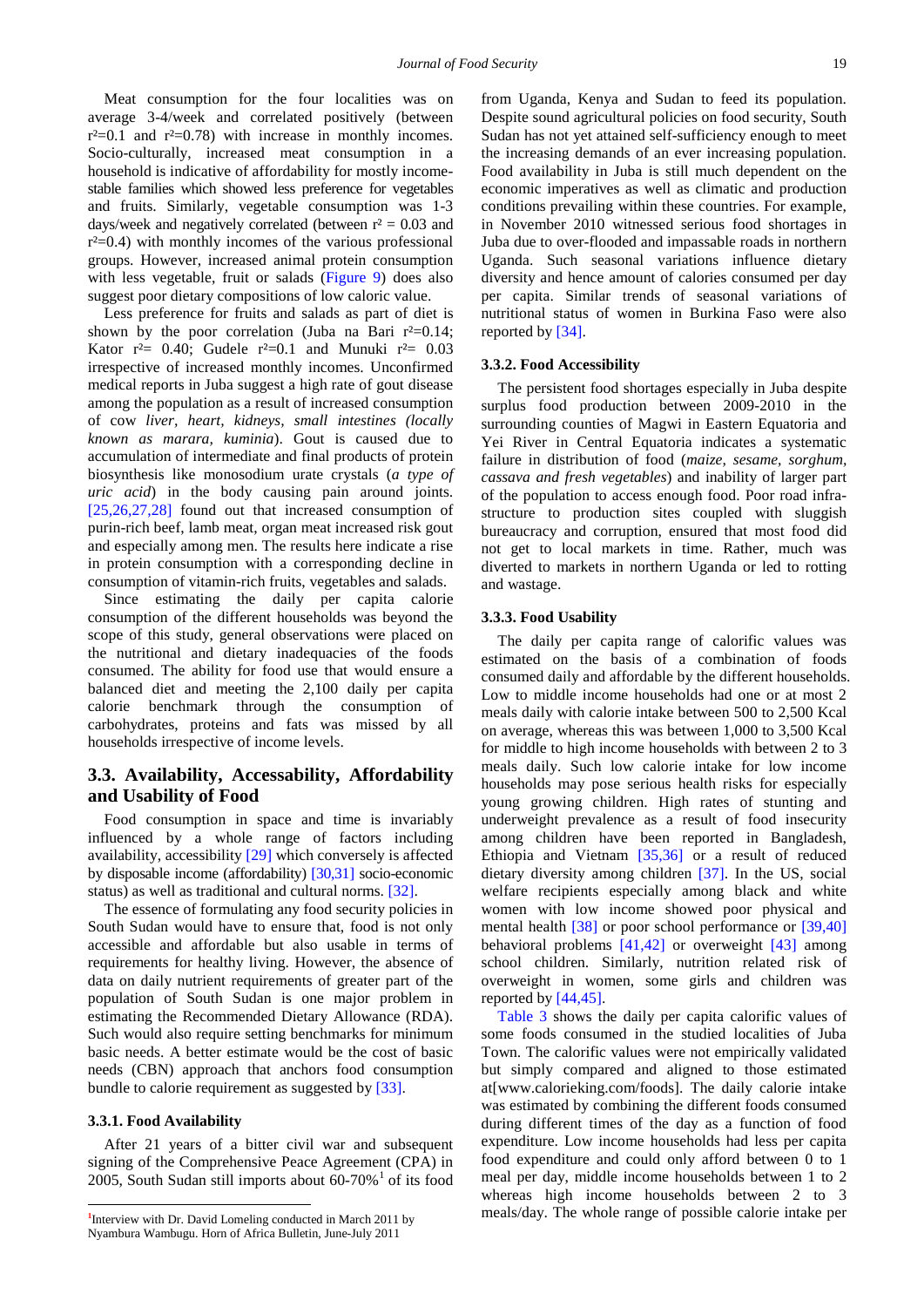Meat consumption for the four localities was on average 3-4/week and correlated positively (between $r^2=0.1$ and $r^2=0.78$) with increase in monthly incomes. Socio-culturally, increased meat consumption in a household is indicative of affordability for mostly income-stable families which showed less preference for vegetables and fruits. Similarly, vegetable consumption was 1-3 days/week and negatively correlated (between $r^2 = 0.03$ and $r^2=0.4$) with monthly incomes of the various professional groups. However, increased animal protein consumption with less vegetable, fruit or salads (Figure 9) does also suggest poor dietary compositions of low caloric value.

Less preference for fruits and salads as part of diet is shown by the poor correlation (Juba na Bari $r^2=0.14$; Kator $r^2= 0.40$; Gudele $r^2=0.1$ and Munuki $r^2= 0.03$ irrespective of increased monthly incomes. Unconfirmed medical reports in Juba suggest a high rate of gout disease among the population as a result of increased consumption of cow *liver, heart, kidneys, small intestines (locally known as marara, kuminia*). Gout is caused due to accumulation of intermediate and final products of protein biosynthesis like monosodium urate crystals (*a type of uric acid*) in the body causing pain around joints. [25,26,27,28] found out that increased consumption of purin-rich beef, lamb meat, organ meat increased risk gout and especially among men. The results here indicate a rise in protein consumption with a corresponding decline in consumption of vitamin-rich fruits, vegetables and salads.

Since estimating the daily per capita calorie consumption of the different households was beyond the scope of this study, general observations were placed on the nutritional and dietary inadequacies of the foods consumed. The ability for food use that would ensure a balanced diet and meeting the 2,100 daily per capita calorie benchmark through the consumption of carbohydrates, proteins and fats was missed by all households irrespective of income levels.

## 3.3. Availability, Accessability, Affordability and Usability of Food

Food consumption in space and time is invariably influenced by a whole range of factors including availability, accessibility [29] which conversely is affected by disposable income (affordability) [30,31] socio-economic status) as well as traditional and cultural norms. [32].

The essence of formulating any food security policies in South Sudan would have to ensure that, food is not only accessible and affordable but also usable in terms of requirements for healthy living. However, the absence of data on daily nutrient requirements of greater part of the population of South Sudan is one major problem in estimating the Recommended Dietary Allowance (RDA). Such would also require setting benchmarks for minimum basic needs. A better estimate would be the cost of basic needs (CBN) approach that anchors food consumption bundle to calorie requirement as suggested by [33].

### 3.3.1. Food Availability

After 21 years of a bitter civil war and subsequent signing of the Comprehensive Peace Agreement (CPA) in 2005, South Sudan still imports about 60-70%[1] of its food from Uganda, Kenya and Sudan to feed its population. Despite sound agricultural policies on food security, South Sudan has not yet attained self-sufficiency enough to meet the increasing demands of an ever increasing population. Food availability in Juba is still much dependent on the economic imperatives as well as climatic and production conditions prevailing within these countries. For example, in November 2010 witnessed serious food shortages in Juba due to over-flooded and impassable roads in northern Uganda. Such seasonal variations influence dietary diversity and hence amount of calories consumed per day per capita. Similar trends of seasonal variations of nutritional status of women in Burkina Faso were also reported by [34].

### 3.3.2. Food Accessibility

The persistent food shortages especially in Juba despite surplus food production between 2009-2010 in the surrounding counties of Magwi in Eastern Equatoria and Yei River in Central Equatoria indicates a systematic failure in distribution of food (*maize, sesame, sorghum, cassava and fresh vegetables*) and inability of larger part of the population to access enough food. Poor road infra-structure to production sites coupled with sluggish bureaucracy and corruption, ensured that most food did not get to local markets in time. Rather, much was diverted to markets in northern Uganda or led to rotting and wastage.

### 3.3.3. Food Usability

The daily per capita range of calorific values was estimated on the basis of a combination of foods consumed daily and affordable by the different households. Low to middle income households had one or at most 2 meals daily with calorie intake between 500 to 2,500 Kcal on average, whereas this was between 1,000 to 3,500 Kcal for middle to high income households with between 2 to 3 meals daily. Such low calorie intake for low income households may pose serious health risks for especially young growing children. High rates of stunting and underweight prevalence as a result of food insecurity among children have been reported in Bangladesh, Ethiopia and Vietnam [35,36] or a result of reduced dietary diversity among children [37]. In the US, social welfare recipients especially among black and white women with low income showed poor physical and mental health [38] or poor school performance or [39,40] behavioral problems [41,42] or overweight [43] among school children. Similarly, nutrition related risk of overweight in women, some girls and children was reported by [44,45].

Table 3 shows the daily per capita calorific values of some foods consumed in the studied localities of Juba Town. The calorific values were not empirically validated but simply compared and aligned to those estimated at[www.calorieking.com/foods]. The daily calorie intake was estimated by combining the different foods consumed during different times of the day as a function of food expenditure. Low income households had less per capita food expenditure and could only afford between 0 to 1 meal per day, middle income households between 1 to 2 whereas high income households between 2 to 3 meals/day. The whole range of possible calorie intake per

[1] Interview with Dr. David Lomeling conducted in March 2011 by Nyambura Wambugu. Horn of Africa Bulletin, June-July 2011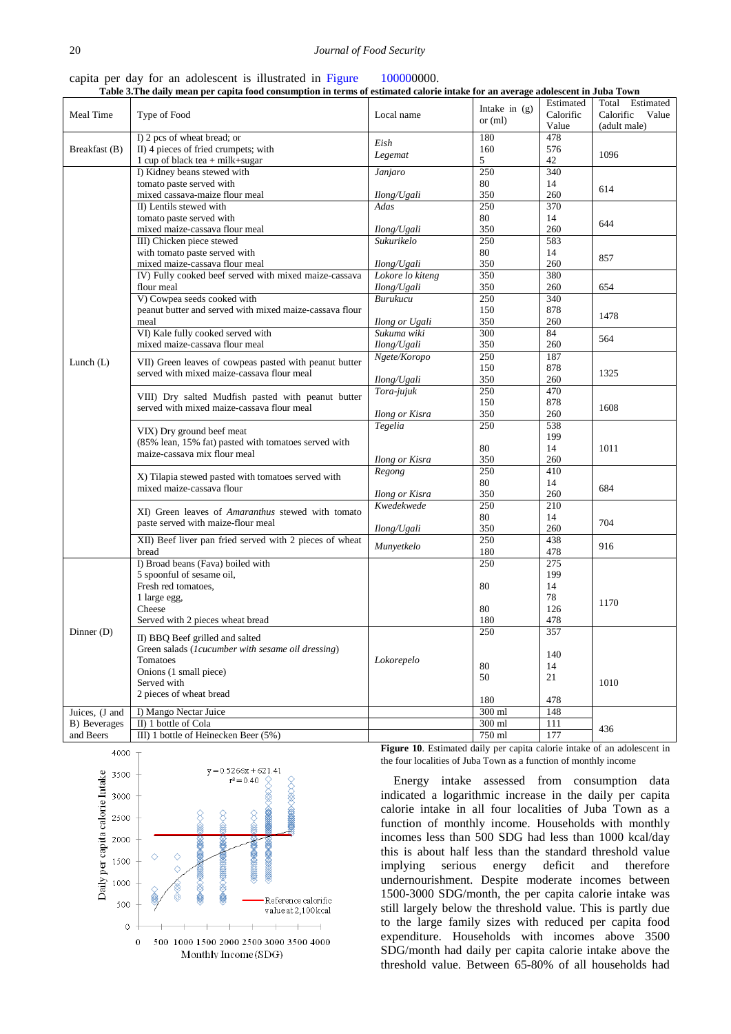capita per day for an adolescent is illustrated in Figure 100000000.

**Table 3.The daily mean per capita food consumption in terms of estimated calorie intake for an average adolescent in Juba Town**

| Meal Time | Type of Food | Local name | Intake in (g) or (ml) | Estimated Calorific Value | Total Estimated Calorific Value (adult male) |
|---|---|---|---|---|---|
| Breakfast (B) | I) 2 pcs of wheat bread; or | Eish | 180 | 478 | 1096 |
| | II) 4 pieces of fried crumpets; with | Legemat | 160 | 576 | |
| | 1 cup of black tea + milk+sugar | | 5 | 42 | |
| Lunch (L) | I) Kidney beans stewed with | Janjaro | 250 | 340 | 614 |
| | tomato paste served with | | 80 | 14 | |
| | mixed cassava-maize flour meal | Ilong/Ugali | 350 | 260 | |
| | II) Lentils stewed with | Adas | 250 | 370 | 644 |
| | tomato paste served with | | 80 | 14 | |
| | mixed maize-cassava flour meal | Ilong/Ugali | 350 | 260 | |
| | III) Chicken piece stewed | Sukurikelo | 250 | 583 | 857 |
| | with tomato paste served with | | 80 | 14 | |
| | mixed maize-cassava flour meal | Ilong/Ugali | 350 | 260 | |
| | IV) Fully cooked beef served with mixed maize-cassava | Lokore lo kiteng | 350 | 380 | 654 |
| | flour meal | Ilong/Ugali | 350 | 260 | |
| | V) Cowpea seeds cooked with | Burukucu | 250 | 340 | 1478 |
| | peanut butter and served with mixed maize-cassava flour | | 150 | 878 | |
| | meal | Ilong or Ugali | 350 | 260 | |
| | VI) Kale fully cooked served with | Sukuma wiki | 300 | 84 | 564 |
| | mixed maize-cassava flour meal | Ilong/Ugali | 350 | 260 | |
| | VII) Green leaves of cowpeas pasted with peanut butter served with mixed maize-cassava flour meal | Ngete/Koropo | 250 | 187 | 1325 |
| | | | 150 | 878 | |
| | | Ilong/Ugali | 350 | 260 | |
| | VIII) Dry salted Mudfish pasted with peanut butter served with mixed maize-cassava flour meal | Tora-jujuk | 250 | 470 | 1608 |
| | | | 150 | 878 | |
| | | Ilong or Kisra | 350 | 260 | |
| | VIX) Dry ground beef meat | Tegelia | 250 | 538 | 1011 |
| | (85% lean, 15% fat) pasted with tomatoes served with | | | 199 | |
| | maize-cassava mix flour meal | | 80 | 14 | |
| | | Ilong or Kisra | 350 | 260 | |
| | X) Tilapia stewed pasted with tomatoes served with mixed maize-cassava flour | Regong | 250 | 410 | 684 |
| | | | 80 | 14 | |
| | | Ilong or Kisra | 350 | 260 | |
| | XI) Green leaves of *Amaranthus* stewed with tomato paste served with maize-flour meal | Kwedekwede | 250 | 210 | 704 |
| | | | 80 | 14 | |
| | | Ilong/Ugali | 350 | 260 | |
| | XII) Beef liver pan fried served with 2 pieces of wheat | Munyetkelo | 250 | 438 | 916 |
| | bread | | 180 | 478 | |
| Dinner (D) | I) Broad beans (Fava) boiled with | | 250 | 275 | 1170 |
| | 5 spoonful of sesame oil, | | | 199 | |
| | Fresh red tomatoes, | | 80 | 14 | |
| | 1 large egg, | | | 78 | |
| | Cheese | | 80 | 126 | |
| | Served with 2 pieces wheat bread | | 180 | 478 | |
| | II) BBQ Beef grilled and salted | Lokorepelo | 250 | 357 | 1010 |
| | Green salads (*1cucumber with sesame oil dressing*) | | | 140 | |
| | Tomatoes | | 80 | 14 | |
| | Onions (1 small piece) | | 50 | 21 | |
| | Served with 2 pieces of wheat bread | | 180 | 478 | |
| Juices, (J and B) Beverages and Beers | I) Mango Nectar Juice | | 300 ml | 148 | 436 |
| | II) 1 bottle of Cola | | 300 ml | 111 | |
| | III) 1 bottle of Heinecken Beer (5%) | | 750 ml | 177 | |

**Figure 10**. Estimated daily per capita calorie intake of an adolescent in the four localities of Juba Town as a function of monthly income

Energy intake assessed from consumption data indicated a logarithmic increase in the daily per capita calorie intake in all four localities of Juba Town as a function of monthly income. Households with monthly incomes less than 500 SDG had less than 1000 kcal/day this is about half less than the standard threshold value implying serious energy deficit and therefore undernourishment. Despite moderate incomes between 1500-3000 SDG/month, the per capita calorie intake was still largely below the threshold value. This is partly due to the large family sizes with reduced per capita food expenditure. Households with incomes above 3500 SDG/month had daily per capita calorie intake above the threshold value. Between 65-80% of all households had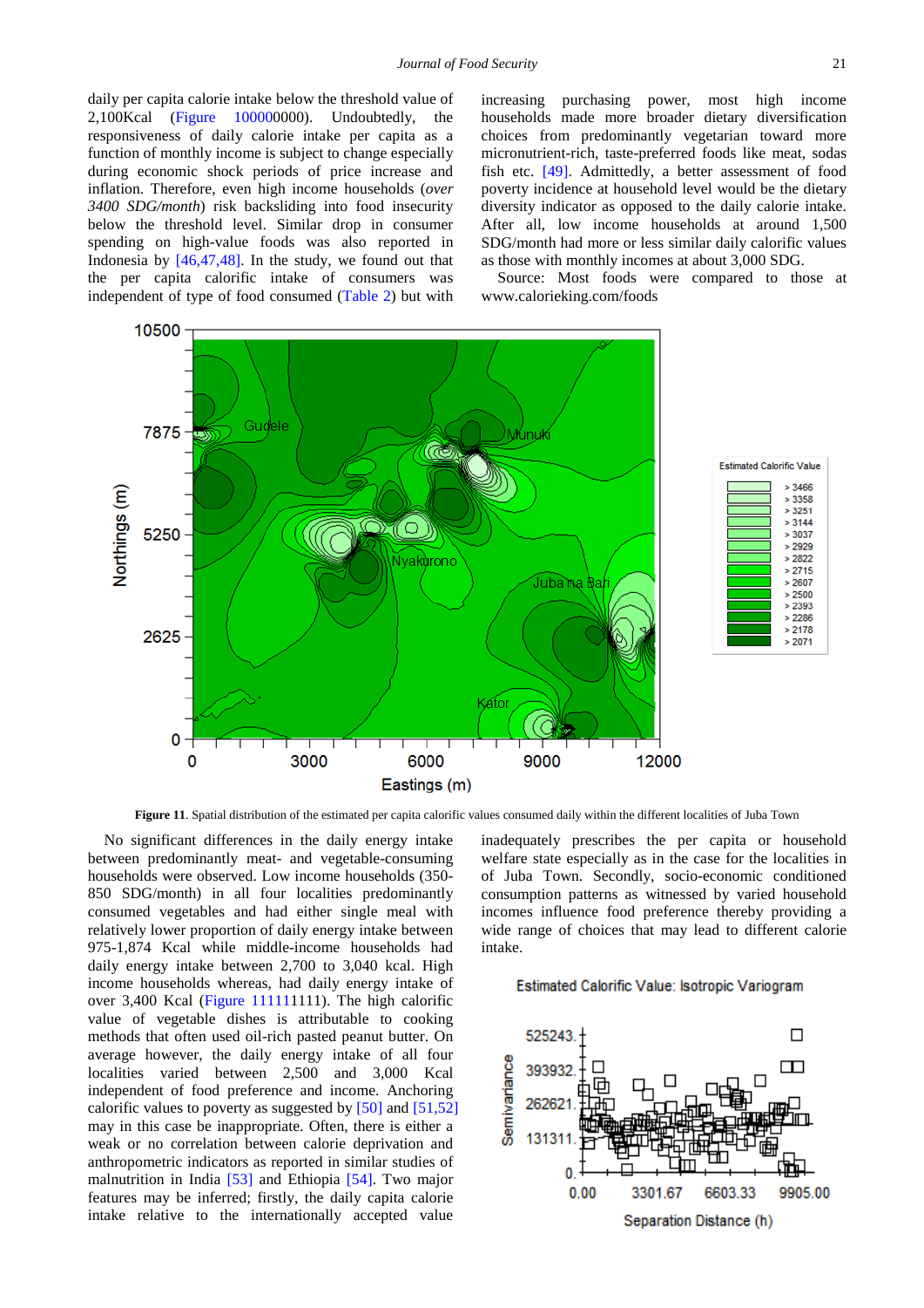daily per capita calorie intake below the threshold value of 2,100Kcal (Figure 100000000). Undoubtedly, the responsiveness of daily calorie intake per capita as a function of monthly income is subject to change especially during economic shock periods of price increase and inflation. Therefore, even high income households (*over 3400 SDG/month*) risk backsliding into food insecurity below the threshold level. Similar drop in consumer spending on high-value foods was also reported in Indonesia by [46,47,48]. In the study, we found out that the per capita calorific intake of consumers was independent of type of food consumed (Table 2) but with increasing purchasing power, most high income households made more broader dietary diversification choices from predominantly vegetarian toward more micronutrient-rich, taste-preferred foods like meat, sodas fish etc. [49]. Admittedly, a better assessment of food poverty incidence at household level would be the dietary diversity indicator as opposed to the daily calorie intake. After all, low income households at around 1,500 SDG/month had more or less similar daily calorific values as those with monthly incomes at about 3,000 SDG.

Source: Most foods were compared to those at www.calorieking.com/foods

**Figure 11**. Spatial distribution of the estimated per capita calorific values consumed daily within the different localities of Juba Town

No significant differences in the daily energy intake between predominantly meat- and vegetable-consuming households were observed. Low income households (350-850 SDG/month) in all four localities predominantly consumed vegetables and had either single meal with relatively lower proportion of daily energy intake between 975-1,874 Kcal while middle-income households had daily energy intake between 2,700 to 3,040 kcal. High income households whereas, had daily energy intake of over 3,400 Kcal (Figure 111111111). The high calorific value of vegetable dishes is attributable to cooking methods that often used oil-rich pasted peanut butter. On average however, the daily energy intake of all four localities varied between 2,500 and 3,000 Kcal independent of food preference and income. Anchoring calorific values to poverty as suggested by [50] and [51,52] may in this case be inappropriate. Often, there is either a weak or no correlation between calorie deprivation and anthropometric indicators as reported in similar studies of malnutrition in India [53] and Ethiopia [54]. Two major features may be inferred; firstly, the daily capita calorie intake relative to the internationally accepted value inadequately prescribes the per capita or household welfare state especially as in the case for the localities in of Juba Town. Secondly, socio-economic conditioned consumption patterns as witnessed by varied household incomes influence food preference thereby providing a wide range of choices that may lead to different calorie intake.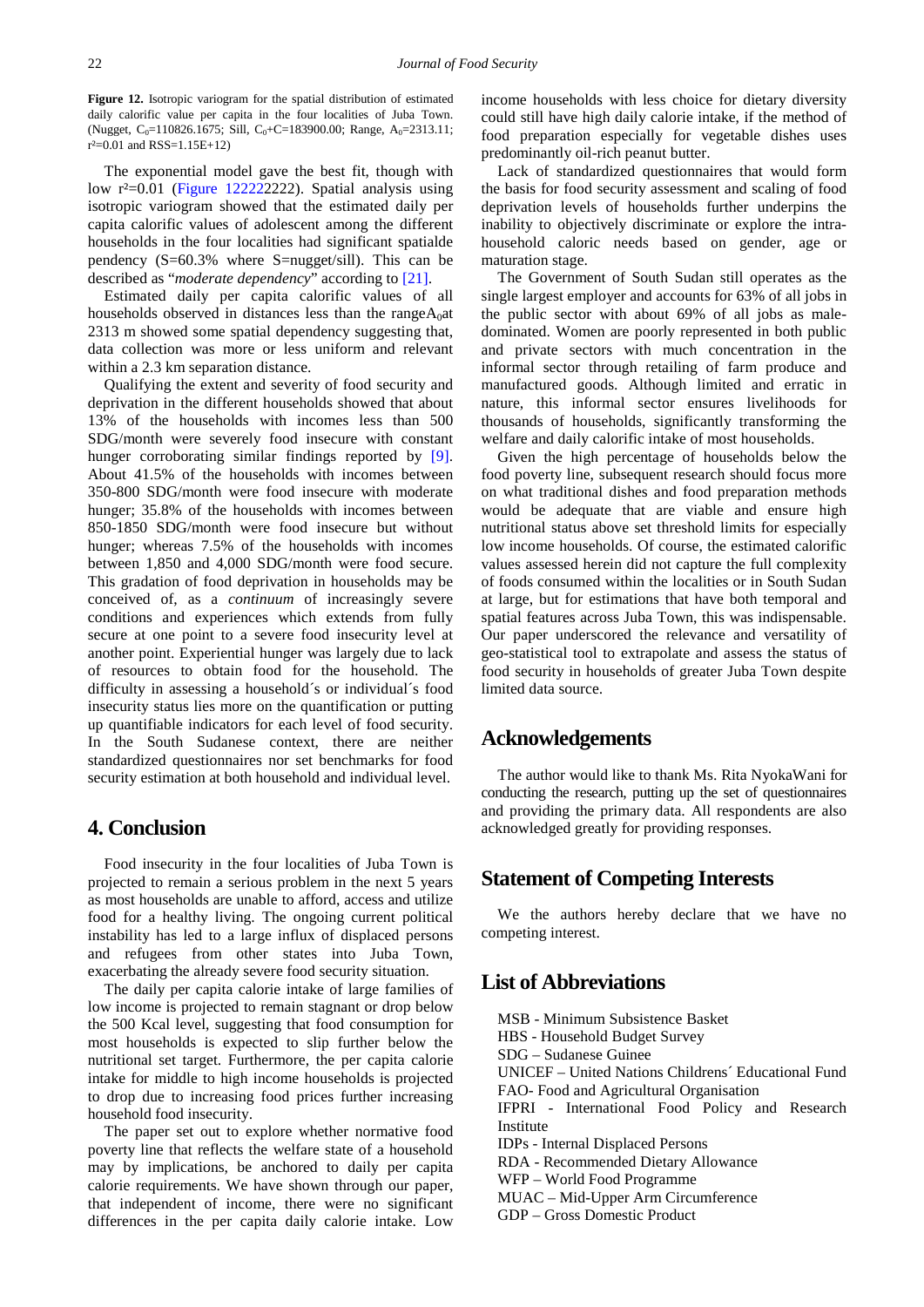**Figure 12.** Isotropic variogram for the spatial distribution of estimated daily calorific value per capita in the four localities of Juba Town. (Nugget, $C_0$=110826.1675; Sill, $C_0$+C=183900.00; Range, $A_0$=2313.11; $r^2$=0.01 and RSS=1.15E+12)

The exponential model gave the best fit, though with low $r^2$=0.01 (Figure 122222222). Spatial analysis using isotropic variogram showed that the estimated daily per capita calorific values of adolescent among the different households in the four localities had significant spatialde pendency (S=60.3% where S=nugget/sill). This can be described as "*moderate dependency*" according to [21].

Estimated daily per capita calorific values of all households observed in distances less than the range$A_0$at 2313 m showed some spatial dependency suggesting that, data collection was more or less uniform and relevant within a 2.3 km separation distance.

Qualifying the extent and severity of food security and deprivation in the different households showed that about 13% of the households with incomes less than 500 SDG/month were severely food insecure with constant hunger corroborating similar findings reported by [9]. About 41.5% of the households with incomes between 350-800 SDG/month were food insecure with moderate hunger; 35.8% of the households with incomes between 850-1850 SDG/month were food insecure but without hunger; whereas 7.5% of the households with incomes between 1,850 and 4,000 SDG/month were food secure. This gradation of food deprivation in households may be conceived of, as a *continuum* of increasingly severe conditions and experiences which extends from fully secure at one point to a severe food insecurity level at another point. Experiential hunger was largely due to lack of resources to obtain food for the household. The difficulty in assessing a household´s or individual´s food insecurity status lies more on the quantification or putting up quantifiable indicators for each level of food security. In the South Sudanese context, there are neither standardized questionnaires nor set benchmarks for food security estimation at both household and individual level.

## 4. Conclusion

Food insecurity in the four localities of Juba Town is projected to remain a serious problem in the next 5 years as most households are unable to afford, access and utilize food for a healthy living. The ongoing current political instability has led to a large influx of displaced persons and refugees from other states into Juba Town, exacerbating the already severe food security situation.

The daily per capita calorie intake of large families of low income is projected to remain stagnant or drop below the 500 Kcal level, suggesting that food consumption for most households is expected to slip further below the nutritional set target. Furthermore, the per capita calorie intake for middle to high income households is projected to drop due to increasing food prices further increasing household food insecurity.

The paper set out to explore whether normative food poverty line that reflects the welfare state of a household may by implications, be anchored to daily per capita calorie requirements. We have shown through our paper, that independent of income, there were no significant differences in the per capita daily calorie intake. Low income households with less choice for dietary diversity could still have high daily calorie intake, if the method of food preparation especially for vegetable dishes uses predominantly oil-rich peanut butter.

Lack of standardized questionnaires that would form the basis for food security assessment and scaling of food deprivation levels of households further underpins the inability to objectively discriminate or explore the intra-household caloric needs based on gender, age or maturation stage.

The Government of South Sudan still operates as the single largest employer and accounts for 63% of all jobs in the public sector with about 69% of all jobs as male-dominated. Women are poorly represented in both public and private sectors with much concentration in the informal sector through retailing of farm produce and manufactured goods. Although limited and erratic in nature, this informal sector ensures livelihoods for thousands of households, significantly transforming the welfare and daily calorific intake of most households.

Given the high percentage of households below the food poverty line, subsequent research should focus more on what traditional dishes and food preparation methods would be adequate that are viable and ensure high nutritional status above set threshold limits for especially low income households. Of course, the estimated calorific values assessed herein did not capture the full complexity of foods consumed within the localities or in South Sudan at large, but for estimations that have both temporal and spatial features across Juba Town, this was indispensable. Our paper underscored the relevance and versatility of geo-statistical tool to extrapolate and assess the status of food security in households of greater Juba Town despite limited data source.

## Acknowledgements

The author would like to thank Ms. Rita NyokaWani for conducting the research, putting up the set of questionnaires and providing the primary data. All respondents are also acknowledged greatly for providing responses.

## Statement of Competing Interests

We the authors hereby declare that we have no competing interest.

## List of Abbreviations

MSB - Minimum Subsistence Basket
HBS - Household Budget Survey
SDG – Sudanese Guinee
UNICEF – United Nations Childrens´ Educational Fund
FAO- Food and Agricultural Organisation
IFPRI - International Food Policy and Research Institute
IDPs - Internal Displaced Persons
RDA - Recommended Dietary Allowance
WFP – World Food Programme
MUAC – Mid-Upper Arm Circumference
GDP – Gross Domestic Product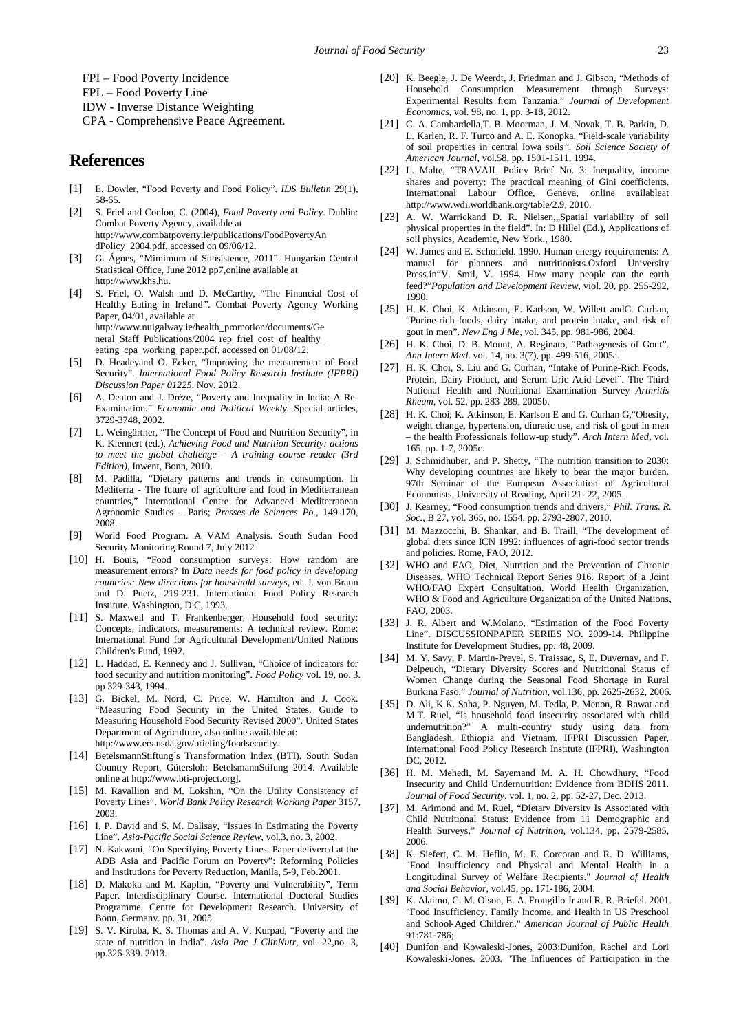FPI – Food Poverty Incidence
FPL – Food Poverty Line
IDW - Inverse Distance Weighting
CPA - Comprehensive Peace Agreement.

# References

[1] E. Dowler, "Food Poverty and Food Policy". *IDS Bulletin* 29(1), 58-65.

[2] S. Friel and Conlon, C. (2004), *Food Poverty and Policy*. Dublin: Combat Poverty Agency, available at http://www.combatpoverty.ie/publications/FoodPovertyAndPolicy_2004.pdf, accessed on 09/06/12.

[3] G. Ágnes, "Mimimum of Subsistence, 2011". Hungarian Central Statistical Office, June 2012 pp7,online available at http://www.khs.hu.

[4] S. Friel, O. Walsh and D. McCarthy, "The Financial Cost of Healthy Eating in Ireland". Combat Poverty Agency Working Paper, 04/01, available at http://www.nuigalway.ie/health_promotion/documents/General_Staff_Publications/2004_rep_friel_cost_of_healthy_eating_cpa_working_paper.pdf, accessed on 01/08/12.

[5] D. Headeyand O. Ecker, "Improving the measurement of Food Security". *International Food Policy Research Institute (IFPRI) Discussion Paper 01225*. Nov. 2012.

[6] A. Deaton and J. Drèze, "Poverty and Inequality in India: A Re-Examination." *Economic and Political Weekly*. Special articles, 3729-3748, 2002.

[7] L. Weingärtner, "The Concept of Food and Nutrition Security", in K. Klennert (ed.), *Achieving Food and Nutrition Security: actions to meet the global challenge – A training course reader (3rd Edition)*, Inwent, Bonn, 2010.

[8] M. Padilla, "Dietary patterns and trends in consumption. In Mediterra - The future of agriculture and food in Mediterranean countries," International Centre for Advanced Mediterranean Agronomic Studies – Paris; *Presses de Sciences Po.*, 149-170, 2008.

[9] World Food Program. A VAM Analysis. South Sudan Food Security Monitoring.Round 7, July 2012

[10] H. Bouis, "Food consumption surveys: How random are measurement errors? In *Data needs for food policy in developing countries: New directions for household surveys*, ed. J. von Braun and D. Puetz, 219-231. International Food Policy Research Institute. Washington, D.C, 1993.

[11] S. Maxwell and T. Frankenberger, Household food security: Concepts, indicators, measurements: A technical review. Rome: International Fund for Agricultural Development/United Nations Children's Fund, 1992.

[12] L. Haddad, E. Kennedy and J. Sullivan, "Choice of indicators for food security and nutrition monitoring". *Food Policy* vol. 19, no. 3. pp 329-343, 1994.

[13] G. Bickel, M. Nord, C. Price, W. Hamilton and J. Cook. "Measuring Food Security in the United States. Guide to Measuring Household Food Security Revised 2000". United States Department of Agriculture, also online available at: http://www.ers.usda.gov/briefing/foodsecurity.

[14] BetelsmannStiftung´s Transformation Index (BTI). South Sudan Country Report, Gütersloh: BetelsmannStifung 2014. Available online at http://www.bti-project.org].

[15] M. Ravallion and M. Lokshin, "On the Utility Consistency of Poverty Lines". *World Bank Policy Research Working Paper* 3157, 2003.

[16] I. P. David and S. M. Dalisay, "Issues in Estimating the Poverty Line". *Asia-Pacific Social Science Review*, vol.3, no. 3, 2002.

[17] N. Kakwani, "On Specifying Poverty Lines. Paper delivered at the ADB Asia and Pacific Forum on Poverty": Reforming Policies and Institutions for Poverty Reduction, Manila, 5-9, Feb.2001.

[18] D. Makoka and M. Kaplan, "Poverty and Vulnerability", Term Paper. Interdisciplinary Course. International Doctoral Studies Programme. Centre for Development Research. University of Bonn, Germany. pp. 31, 2005.

[19] S. V. Kiruba, K. S. Thomas and A. V. Kurpad, "Poverty and the state of nutrition in India". *Asia Pac J ClinNutr*, vol. 22,no. 3, pp.326-339. 2013.

[20] K. Beegle, J. De Weerdt, J. Friedman and J. Gibson, "Methods of Household Consumption Measurement through Surveys: Experimental Results from Tanzania." *Journal of Development Economics*, vol. 98, no. 1, pp. 3-18, 2012.

[21] C. A. Cambardella,T. B. Moorman, J. M. Novak, T. B. Parkin, D. L. Karlen, R. F. Turco and A. E. Konopka, "Field-scale variability of soil properties in central Iowa soils". *Soil Science Society of American Journal*, vol.58, pp. 1501-1511, 1994.

[22] L. Malte, "TRAVAIL Policy Brief No. 3: Inequality, income shares and poverty: The practical meaning of Gini coefficients. International Labour Office, Geneva, online availableat http://www.wdi.worldbank.org/table/2.9, 2010.

[23] A. W. Warrickand D. R. Nielsen,„Spatial variability of soil physical properties in the field". In: D Hillel (Ed.), Applications of soil physics, Academic, New York., 1980.

[24] W. James and E. Schofield. 1990. Human energy requirements: A manual for planners and nutritionists.Oxford University Press.in"V. Smil, V. 1994. How many people can the earth feed?"*Population and Development Review*, viol. 20, pp. 255-292, 1990.

[25] H. K. Choi, K. Atkinson, E. Karlson, W. Willett andG. Curhan, "Purine-rich foods, dairy intake, and protein intake, and risk of gout in men". *New Eng J Me*, vol. 345, pp. 981-986, 2004.

[26] H. K. Choi, D. B. Mount, A. Reginato, "Pathogenesis of Gout". *Ann Intern Med*. vol. 14, no. 3(7), pp. 499-516, 2005a.

[27] H. K. Choi, S. Liu and G. Curhan, "Intake of Purine-Rich Foods, Protein, Dairy Product, and Serum Uric Acid Level". The Third National Health and Nutritional Examination Survey *Arthritis Rheum*, vol. 52, pp. 283-289, 2005b.

[28] H. K. Choi, K. Atkinson, E. Karlson E and G. Curhan G,"Obesity, weight change, hypertension, diuretic use, and risk of gout in men – the health Professionals follow-up study". *Arch Intern Med*, vol. 165, pp. 1-7, 2005c.

[29] J. Schmidhuber, and P. Shetty, "The nutrition transition to 2030: Why developing countries are likely to bear the major burden. 97th Seminar of the European Association of Agricultural Economists, University of Reading, April 21- 22, 2005.

[30] J. Kearney, "Food consumption trends and drivers," *Phil. Trans. R. Soc.*, B 27, vol. 365, no. 1554, pp. 2793-2807, 2010.

[31] M. Mazzocchi, B. Shankar, and B. Traill, "The development of global diets since ICN 1992: influences of agri-food sector trends and policies. Rome, FAO, 2012.

[32] WHO and FAO, Diet, Nutrition and the Prevention of Chronic Diseases. WHO Technical Report Series 916. Report of a Joint WHO/FAO Expert Consultation. World Health Organization, WHO & Food and Agriculture Organization of the United Nations, FAO, 2003.

[33] J. R. Albert and W.Molano, "Estimation of the Food Poverty Line". DISCUSSIONPAPER SERIES NO. 2009-14. Philippine Institute for Development Studies, pp. 48, 2009.

[34] M. Y. Savy, P. Martin-Prevel, S. Traissac, S, E. Duvernay, and F. Delpeuch, "Dietary Diversity Scores and Nutritional Status of Women Change during the Seasonal Food Shortage in Rural Burkina Faso." *Journal of Nutrition*, vol.136, pp. 2625-2632, 2006.

[35] D. Ali, K.K. Saha, P. Nguyen, M. Tedla, P. Menon, R. Rawat and M.T. Ruel, "Is household food insecurity associated with child undernutrition?" A multi-country study using data from Bangladesh, Ethiopia and Vietnam. IFPRI Discussion Paper, International Food Policy Research Institute (IFPRI), Washington DC, 2012.

[36] H. M. Mehedi, M. Sayemand M. A. H. Chowdhury, "Food Insecurity and Child Undernutrition: Evidence from BDHS 2011. *Journal of Food Security*. vol. 1, no. 2, pp. 52-27, Dec. 2013.

[37] M. Arimond and M. Ruel, "Dietary Diversity Is Associated with Child Nutritional Status: Evidence from 11 Demographic and Health Surveys." *Journal of Nutrition*, vol.134, pp. 2579-2585, 2006.

[38] K. Siefert, C. M. Heflin, M. E. Corcoran and R. D. Williams, "Food Insufficiency and Physical and Mental Health in a Longitudinal Survey of Welfare Recipients." *Journal of Health and Social Behavior*, vol.45, pp. 171-186, 2004.

[39] K. Alaimo, C. M. Olson, E. A. Frongillo Jr and R. R. Briefel. 2001. "Food Insufficiency, Family Income, and Health in US Preschool and School-Aged Children." *American Journal of Public Health* 91:781-786;

[40] Dunifon and Kowaleski-Jones, 2003:Dunifon, Rachel and Lori Kowaleski-Jones. 2003. "The Influences of Participation in the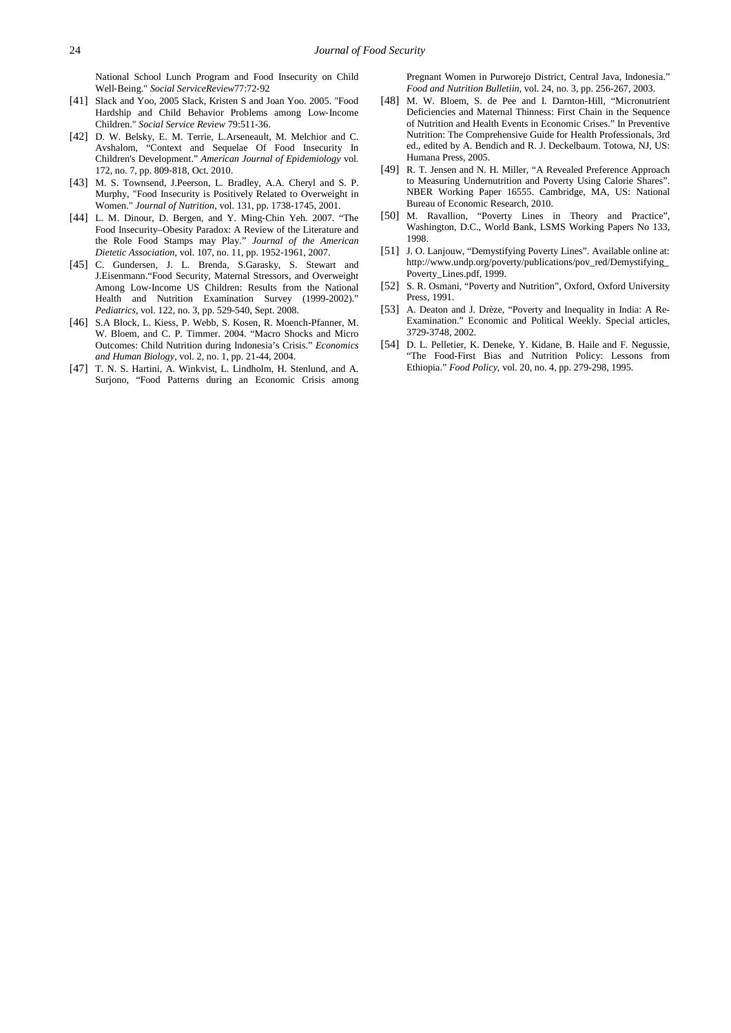National School Lunch Program and Food Insecurity on Child Well-Being." *Social ServiceReview*77:72-92

[41] Slack and Yoo, 2005 Slack, Kristen S and Joan Yoo. 2005. "Food Hardship and Child Behavior Problems among Low-Income Children." *Social Service Review* 79:511-36.

[42] D. W. Belsky, E. M. Terrie, L.Arseneault, M. Melchior and C. Avshalom, "Context and Sequelae Of Food Insecurity In Children's Development." *American Journal of Epidemiology* vol. 172, no. 7, pp. 809-818, Oct. 2010.

[43] M. S. Townsend, J.Peerson, L. Bradley, A.A. Cheryl and S. P. Murphy, "Food Insecurity is Positively Related to Overweight in Women." *Journal of Nutrition*, vol. 131, pp. 1738-1745, 2001.

[44] L. M. Dinour, D. Bergen, and Y. Ming-Chin Yeh. 2007. "The Food Insecurity–Obesity Paradox: A Review of the Literature and the Role Food Stamps may Play." *Journal of the American Dietetic Association*, vol. 107, no. 11, pp. 1952-1961, 2007.

[45] C. Gundersen, J. L. Brenda, S.Garasky, S. Stewart and J.Eisenmann."Food Security, Maternal Stressors, and Overweight Among Low-Income US Children: Results from the National Health and Nutrition Examination Survey (1999-2002)." *Pediatrics*, vol. 122, no. 3, pp. 529-540, Sept. 2008.

[46] S.A Block, L. Kiess, P. Webb, S. Kosen, R. Moench-Pfanner, M. W. Bloem, and C. P. Timmer. 2004. "Macro Shocks and Micro Outcomes: Child Nutrition during Indonesia's Crisis." *Economics and Human Biology*, vol. 2, no. 1, pp. 21-44, 2004.

[47] T. N. S. Hartini, A. Winkvist, L. Lindholm, H. Stenlund, and A. Surjono, "Food Patterns during an Economic Crisis among Pregnant Women in Purworejo District, Central Java, Indonesia." *Food and Nutrition Bulletiin*, vol. 24, no. 3, pp. 256-267, 2003.

[48] M. W. Bloem, S. de Pee and I. Darnton-Hill, "Micronutrient Deficiencies and Maternal Thinness: First Chain in the Sequence of Nutrition and Health Events in Economic Crises." In Preventive Nutrition: The Comprehensive Guide for Health Professionals, 3rd ed., edited by A. Bendich and R. J. Deckelbaum. Totowa, NJ, US: Humana Press, 2005.

[49] R. T. Jensen and N. H. Miller, "A Revealed Preference Approach to Measuring Undernutrition and Poverty Using Calorie Shares". NBER Working Paper 16555. Cambridge, MA, US: National Bureau of Economic Research, 2010.

[50] M. Ravallion, "Poverty Lines in Theory and Practice", Washington, D.C., World Bank, LSMS Working Papers No 133, 1998.

[51] J. O. Lanjouw, "Demystifying Poverty Lines". Available online at: http://www.undp.org/poverty/publications/pov_red/Demystifying_Poverty_Lines.pdf, 1999.

[52] S. R. Osmani, "Poverty and Nutrition", Oxford, Oxford University Press, 1991.

[53] A. Deaton and J. Drèze, "Poverty and Inequality in India: A Re-Examination." Economic and Political Weekly. Special articles, 3729-3748, 2002.

[54] D. L. Pelletier, K. Deneke, Y. Kidane, B. Haile and F. Negussie, "The Food-First Bias and Nutrition Policy: Lessons from Ethiopia." *Food Policy*, vol. 20, no. 4, pp. 279-298, 1995.